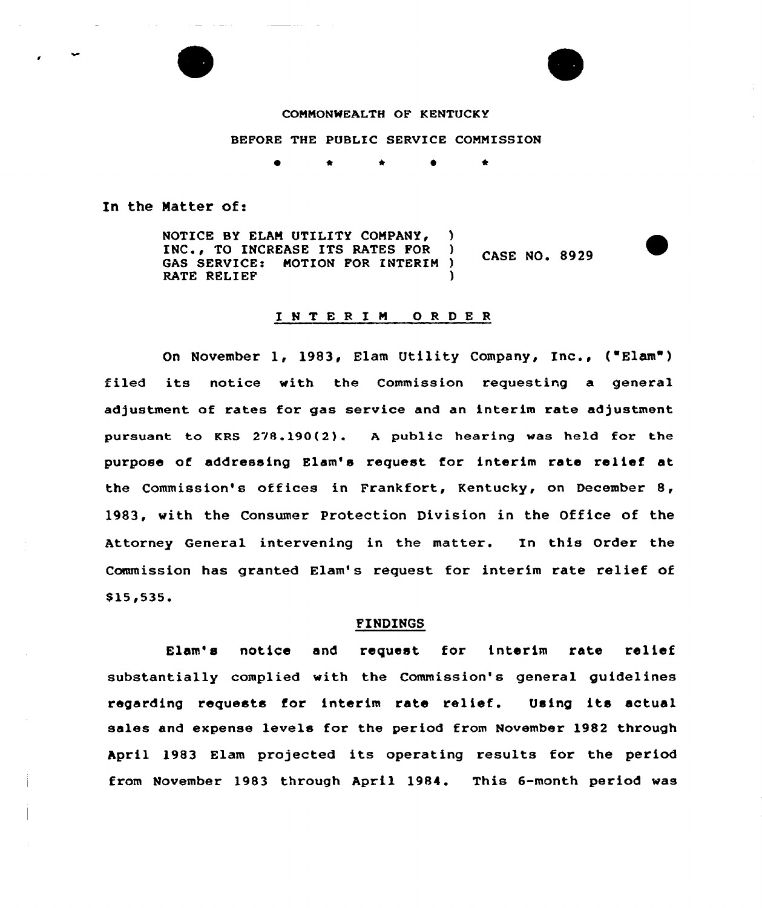COMMONWEALTH OF KENTUCKY

BEFORE THE PUBLIC SERVICE COMMISSION

\* \* \* \* \*

In the Matter of:

| | | |
|---|---|---|
| NOTICE BY ELAM UTILITY COMPANY, INC., TO INCREASE ITS RATES FOR GAS SERVICE: MOTION FOR INTERIM RATE RELIEF | ) | CASE NO. 8929 |

## INTERIM ORDER

On November 1, 1983, Elam Utility Company, Inc., ("Elam") filed its notice with the Commission requesting a general adjustment of rates for gas service and an interim rate adjustment pursuant to KRS 278.190(2). A public hearing was held for the purpose of addressing Elam's request for interim rate relief at the Commission's offices in Frankfort, Kentucky, on December 8, 1983, with the Consumer Protection Division in the Office of the Attorney General intervening in the matter. In this Order the Commission has granted Elam's request for interim rate relief of $15,535.

### FINDINGS

Elam's notice and request for interim rate relief substantially complied with the Commission's general guidelines regarding requests for interim rate relief. Using its actual sales and expense levels for the period from November 1982 through April 1983 Elam projected its operating results for the period from November 1983 through April 1984. This 6-month period was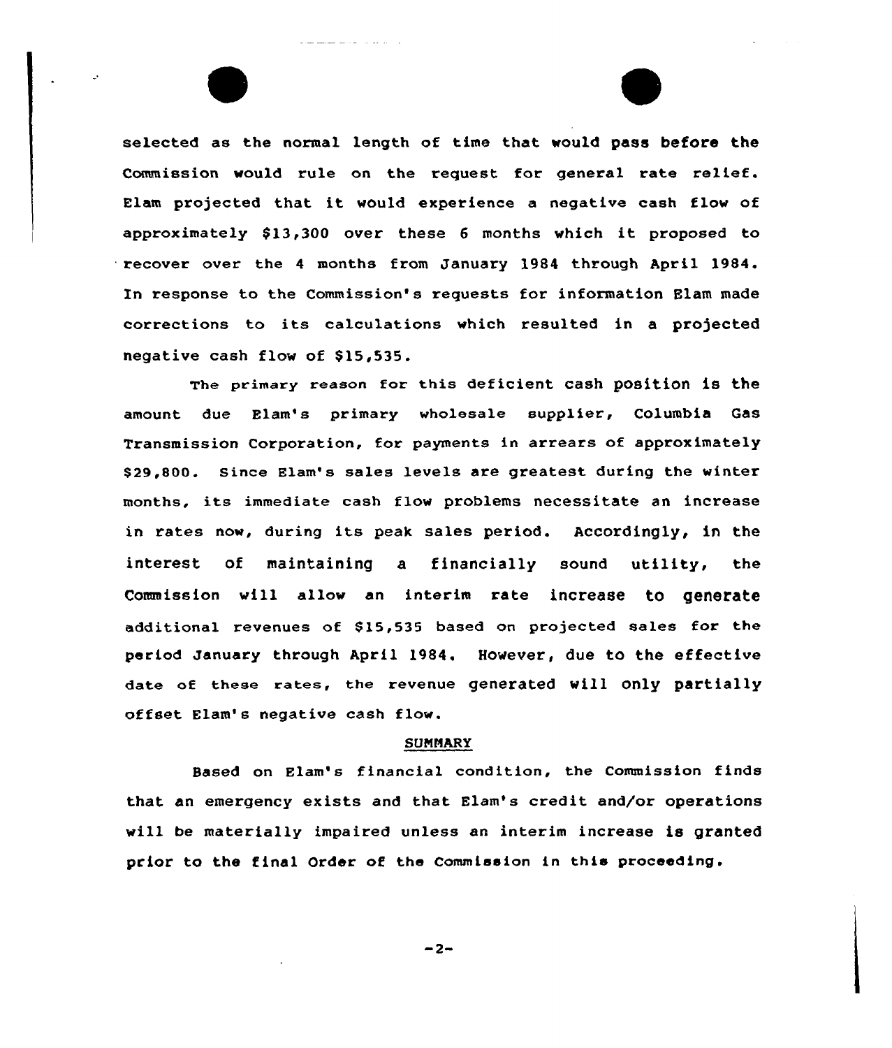selected as the normal length of time that would pass before the Commission would rule on the request for general rate relief. Elam projected that it would experience a negative cash flow of approximately $13,300 over these 6 months which it proposed to recover over the 4 months from January 1984 through April 1984. In response to the Commission's requests for information Elam made corrections to its calculations which resulted in a projected negative cash flow of $15,535.

The primary reason for this deficient cash position is the amount due Elam's primary wholesale supplier, Columbia Gas Transmission Corporation, for payments in arrears of approximately $29,800. Since Elam's sales levels are greatest during the winter months, its immediate cash flow problems necessitate an increase in rates now, during its peak sales period. Accordingly, in the interest of maintaining a financially sound utility, the Commission will allow an interim rate increase to generate additional revenues of $15,535 based on projected sales for the period January through April 1984. However, due to the effective date of these rates, the revenue generated will only partially offset Elam's negative cash flow.

## SUMMARY

Based on Elam's financial condition, the Commission finds that an emergency exists and that Elam's credit and/or operations will be materially impaired unless an interim increase is granted prior to the final Order of the Commission in this proceeding.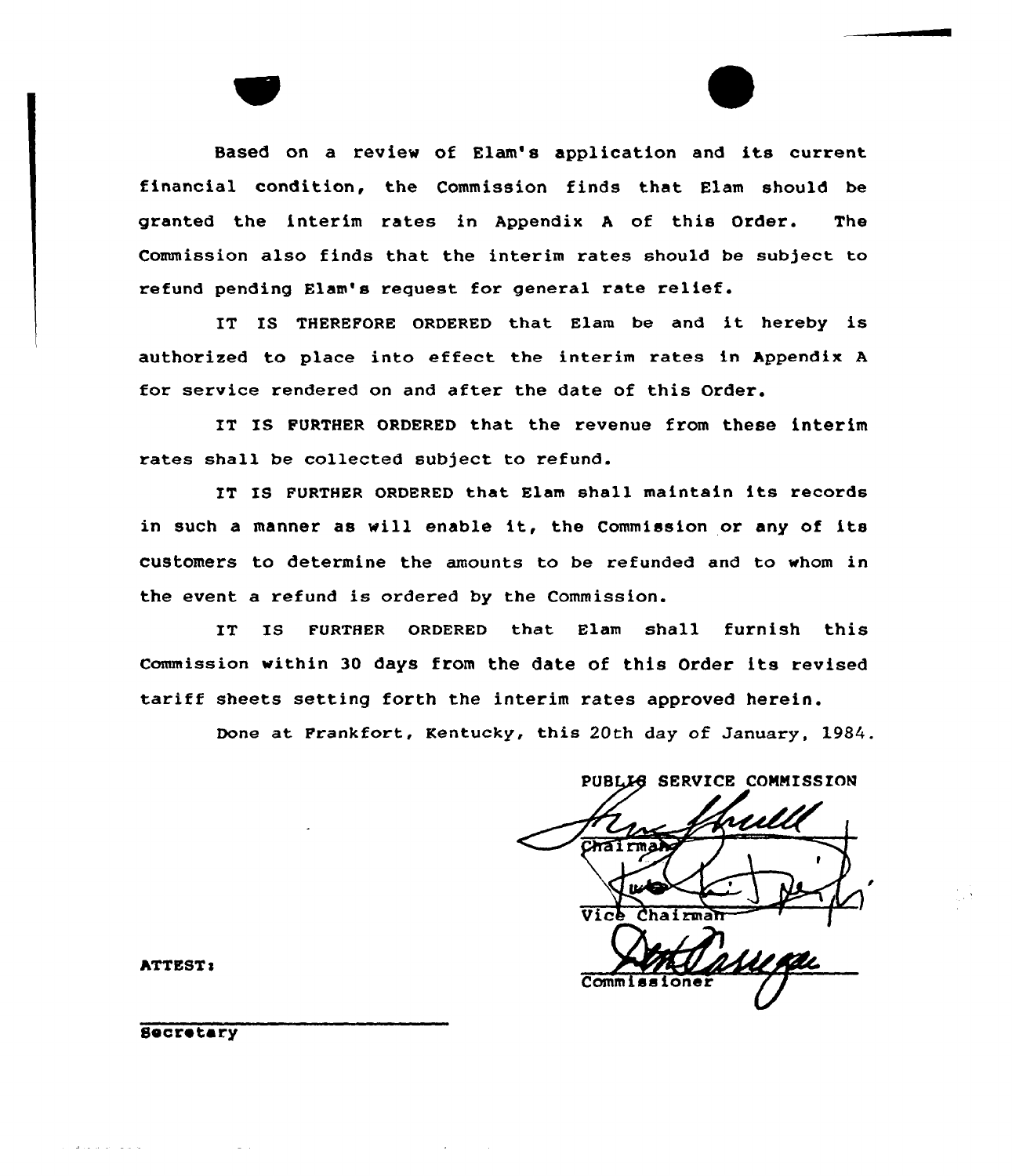Based on a review of Elam's application and its current financial condition, the Commission finds that Elam should be granted the interim rates in Appendix A of this Order. The Commission also finds that the interim rates should be subject to refund pending Elam's request for general rate relief.

IT IS THEREFORE ORDERED that Elam be and it hereby is authorized to place into effect the interim rates in Appendix A for service rendered on and after the date of this Order.

IT IS FURTHER ORDERED that the revenue from these interim rates shall be collected subject to refund.

IT IS FURTHER ORDERED that Elam shall maintain its records in such a manner as will enable it, the Commission or any of its customers to determine the amounts to be refunded and to whom in the event a refund is ordered by the Commission.

IT IS FURTHER ORDERED that Elam shall furnish this Commission within 30 days from the date of this Order its revised tariff sheets setting forth the interim rates approved herein.

Done at Frankfort, Kentucky, this 20th day of January, 1984.

PUBLIC SERVICE COMMISSION

Chairman

Vice Chairman

Commissioner

ATTEST:

Secretary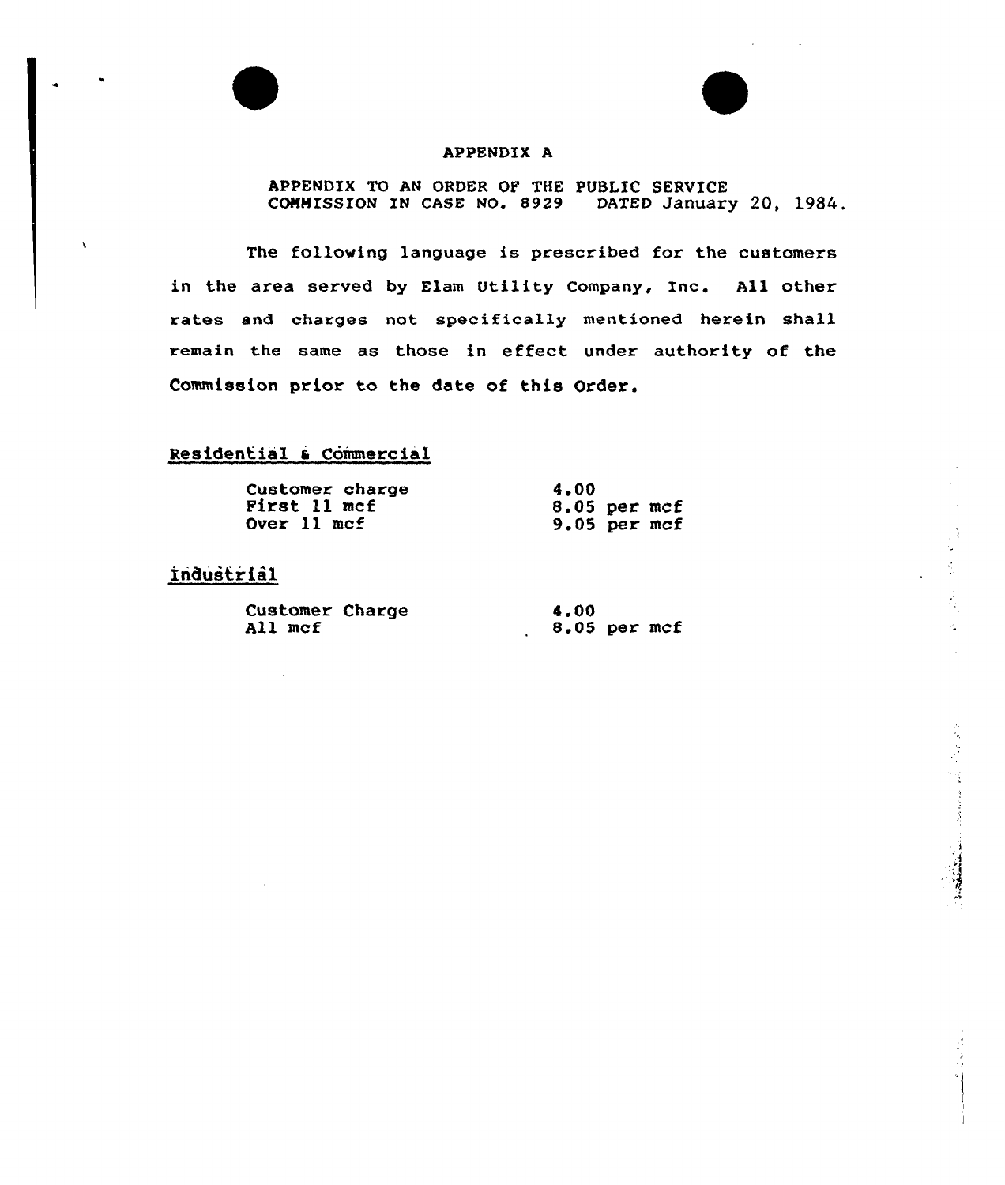# APPENDIX A

APPENDIX TO AN ORDER OF THE PUBLIC SERVICE COMMISSION IN CASE NO. 8929 DATED January 20, 1984.

The following language is prescribed for the customers in the area served by Elam Utility Company, Inc. All other rates and charges not specifically mentioned herein shall remain the same as those in effect under authority of the Commission prior to the date of this Order.

<u>Residential & Commercial</u>

| | |
|---|---|
| Customer charge | 4.00 |
| First 11 mcf | 8.05 per mcf |
| Over 11 mcf | 9.05 per mcf |

<u>Industrial</u>

| | |
|---|---|
| Customer Charge | 4.00 |
| All mcf | 8.05 per mcf |